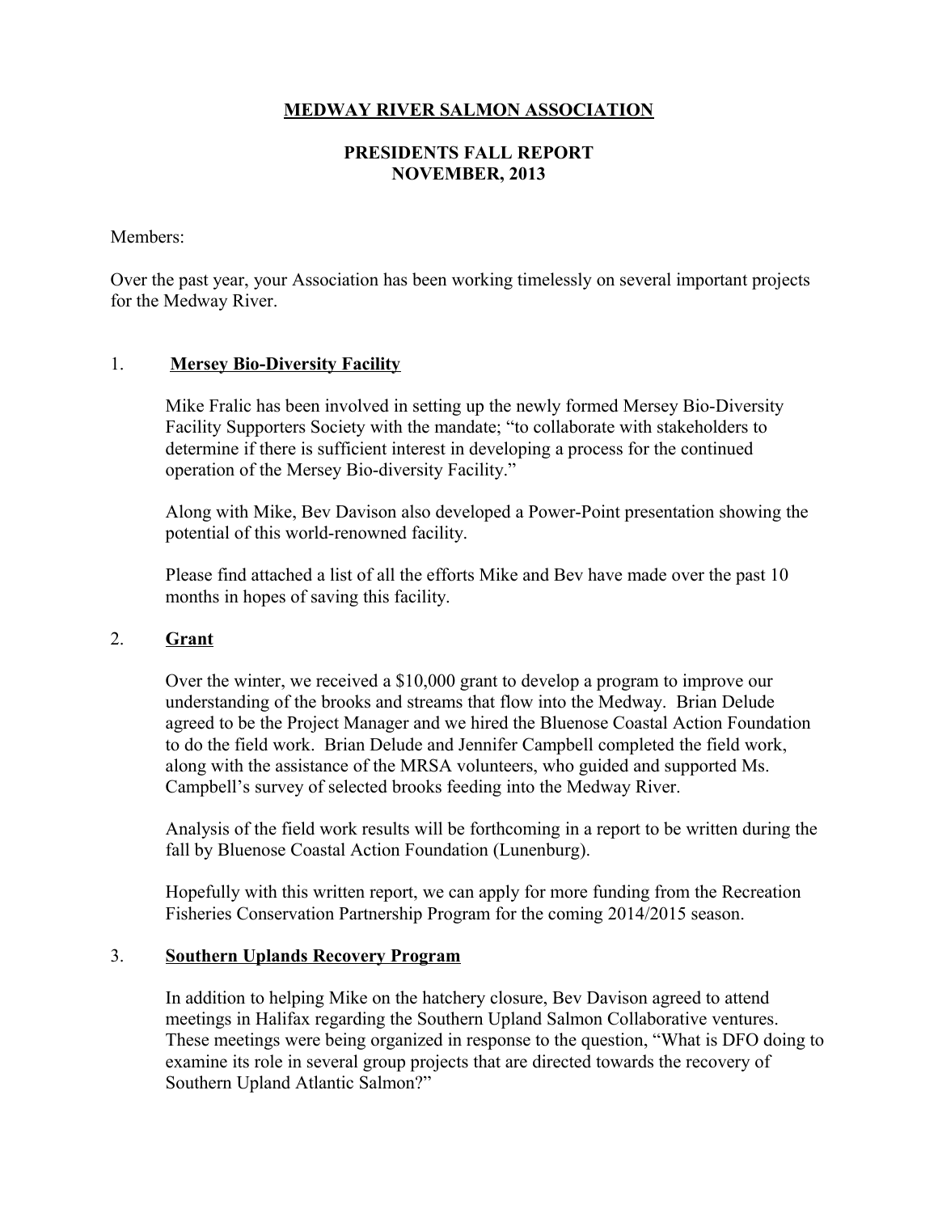# MEDWAY RIVER SALMON ASSOCIATION

## PRESIDENTS FALL REPORT
## NOVEMBER, 2013

Members:

Over the past year, your Association has been working timelessly on several important projects for the Medway River.

1. **Mersey Bio-Diversity Facility**

   Mike Fralic has been involved in setting up the newly formed Mersey Bio-Diversity Facility Supporters Society with the mandate; "to collaborate with stakeholders to determine if there is sufficient interest in developing a process for the continued operation of the Mersey Bio-diversity Facility."

   Along with Mike, Bev Davison also developed a Power-Point presentation showing the potential of this world-renowned facility.

   Please find attached a list of all the efforts Mike and Bev have made over the past 10 months in hopes of saving this facility.

2. **Grant**

   Over the winter, we received a $10,000 grant to develop a program to improve our understanding of the brooks and streams that flow into the Medway. Brian Delude agreed to be the Project Manager and we hired the Bluenose Coastal Action Foundation to do the field work. Brian Delude and Jennifer Campbell completed the field work, along with the assistance of the MRSA volunteers, who guided and supported Ms. Campbell's survey of selected brooks feeding into the Medway River.

   Analysis of the field work results will be forthcoming in a report to be written during the fall by Bluenose Coastal Action Foundation (Lunenburg).

   Hopefully with this written report, we can apply for more funding from the Recreation Fisheries Conservation Partnership Program for the coming 2014/2015 season.

3. **Southern Uplands Recovery Program**

   In addition to helping Mike on the hatchery closure, Bev Davison agreed to attend meetings in Halifax regarding the Southern Upland Salmon Collaborative ventures. These meetings were being organized in response to the question, "What is DFO doing to examine its role in several group projects that are directed towards the recovery of Southern Upland Atlantic Salmon?"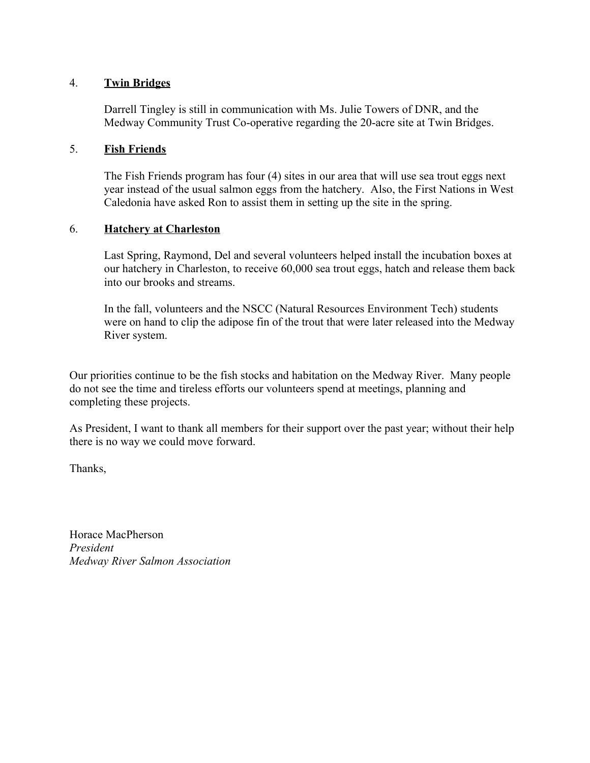4. **Twin Bridges**

   Darrell Tingley is still in communication with Ms. Julie Towers of DNR, and the Medway Community Trust Co-operative regarding the 20-acre site at Twin Bridges.

5. **Fish Friends**

   The Fish Friends program has four (4) sites in our area that will use sea trout eggs next year instead of the usual salmon eggs from the hatchery. Also, the First Nations in West Caledonia have asked Ron to assist them in setting up the site in the spring.

6. **Hatchery at Charleston**

   Last Spring, Raymond, Del and several volunteers helped install the incubation boxes at our hatchery in Charleston, to receive 60,000 sea trout eggs, hatch and release them back into our brooks and streams.

   In the fall, volunteers and the NSCC (Natural Resources Environment Tech) students were on hand to clip the adipose fin of the trout that were later released into the Medway River system.

Our priorities continue to be the fish stocks and habitation on the Medway River. Many people do not see the time and tireless efforts our volunteers spend at meetings, planning and completing these projects.

As President, I want to thank all members for their support over the past year; without their help there is no way we could move forward.

Thanks,

Horace MacPherson
*President*
*Medway River Salmon Association*